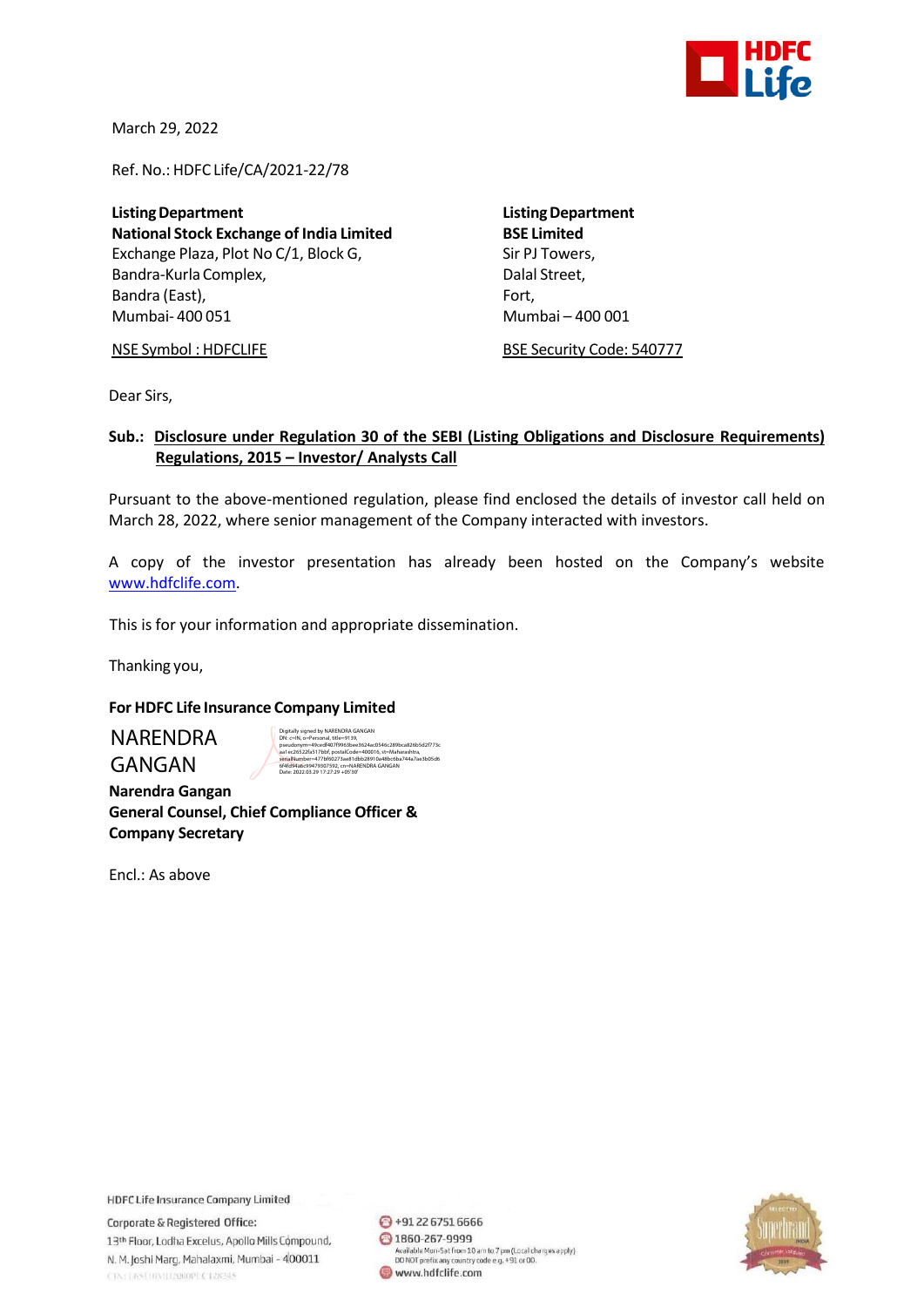March 29, 2022

Ref. No.: HDFC Life/CA/2021-22/78

**Listing Department**
**National Stock Exchange of India Limited**
Exchange Plaza, Plot No C/1, Block G,
Bandra-Kurla Complex,
Bandra (East),
Mumbai- 400 051

NSE Symbol : HDFCLIFE

**Listing Department**
**BSE Limited**
Sir PJ Towers,
Dalal Street,
Fort,
Mumbai – 400 001

BSE Security Code: 540777

Dear Sirs,

**Sub.: Disclosure under Regulation 30 of the SEBI (Listing Obligations and Disclosure Requirements) Regulations, 2015 – Investor/ Analysts Call**

Pursuant to the above-mentioned regulation, please find enclosed the details of investor call held on March 28, 2022, where senior management of the Company interacted with investors.

A copy of the investor presentation has already been hosted on the Company's website www.hdfclife.com.

This is for your information and appropriate dissemination.

Thanking you,

**For HDFC Life Insurance Company Limited**

NARENDRA GANGAN

Digitally signed by NARENDRA GANGAN
Date: 2022.03.29 17:27:29 +05'30'

**Narendra Gangan**
**General Counsel, Chief Compliance Officer & Company Secretary**

Encl.: As above

HDFC Life Insurance Company Limited
Corporate & Registered Office:
13th Floor, Lodha Excelus, Apollo Mills Compound,
N. M. Joshi Marg, Mahalaxmi, Mumbai - 400011

+91 22 6751 6666
1860-267-9999
Available Mon-Sat from 10 am to 7 pm (Local charges apply)
DO NOT prefix any country code e.g. +91 or 00.
www.hdfclife.com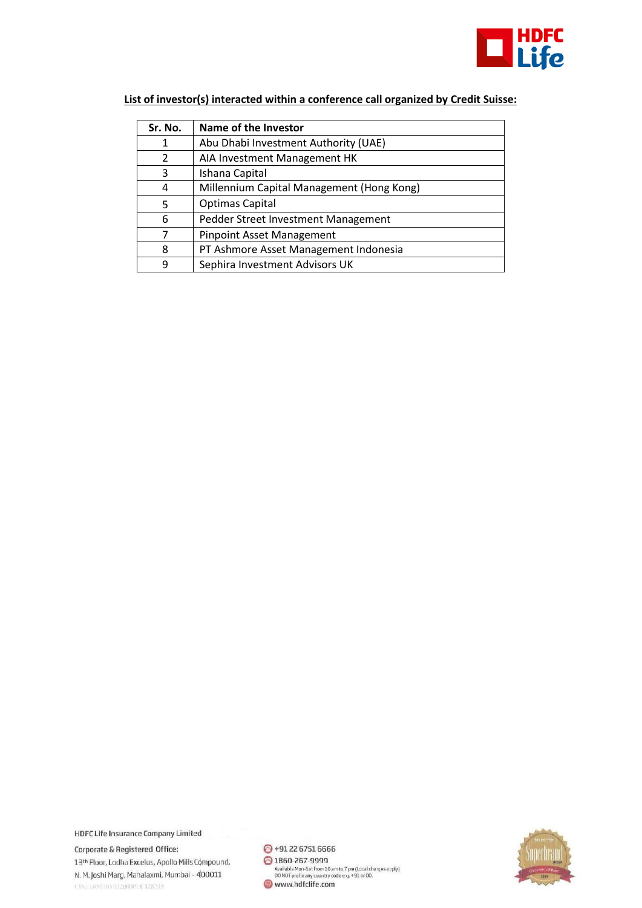**List of investor(s) interacted within a conference call organized by Credit Suisse:**

| Sr. No. | Name of the Investor |
|---|---|
| 1 | Abu Dhabi Investment Authority (UAE) |
| 2 | AIA Investment Management HK |
| 3 | Ishana Capital |
| 4 | Millennium Capital Management (Hong Kong) |
| 5 | Optimas Capital |
| 6 | Pedder Street Investment Management |
| 7 | Pinpoint Asset Management |
| 8 | PT Ashmore Asset Management Indonesia |
| 9 | Sephira Investment Advisors UK |